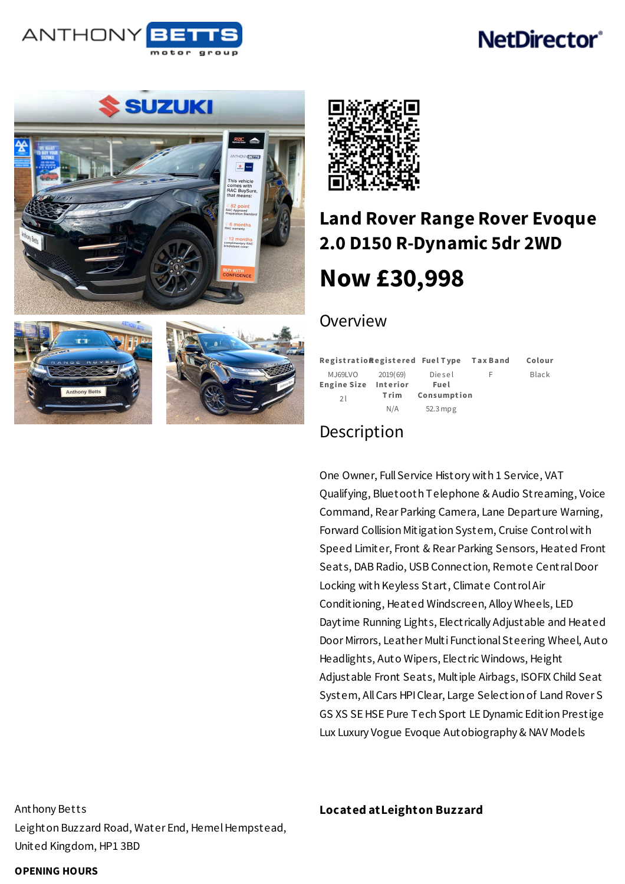# Land Rover Range Rover Evoque 2.0 D150 R-Dynamic 5dr 2WD

## Now £30,998

## Overview

| Registration | Registered | Fuel Type | Tax Band | Colour |
|---|---|---|---|---|
| MJ69LVO | 2019(69) | Diesel | F | Black |

| Engine Size | Interior Trim | Fuel Consumption |
|---|---|---|
| 2l | N/A | 52.3mpg |

## Description

One Owner, Full Service History with 1 Service, VAT Qualifying, Bluetooth Telephone & Audio Streaming, Voice Command, Rear Parking Camera, Lane Departure Warning, Forward Collision Mitigation System, Cruise Control with Speed Limiter, Front & Rear Parking Sensors, Heated Front Seats, DAB Radio, USB Connection, Remote Central Door Locking with Keyless Start, Climate Control Air Conditioning, Heated Windscreen, Alloy Wheels, LED Daytime Running Lights, Electrically Adjustable and Heated Door Mirrors, Leather Multi Functional Steering Wheel, Auto Headlights, Auto Wipers, Electric Windows, Height Adjustable Front Seats, Multiple Airbags, ISOFIX Child Seat System, All Cars HPI Clear, Large Selection of Land Rover S GS XS SE HSE Pure Tech Sport LE Dynamic Edition Prestige Lux Luxury Vogue Evoque Autobiography & NAV Models

Anthony Betts
Leighton Buzzard Road, Water End, Hemel Hempstead, United Kingdom, HP1 3BD

**Located at Leighton Buzzard**

**OPENING HOURS**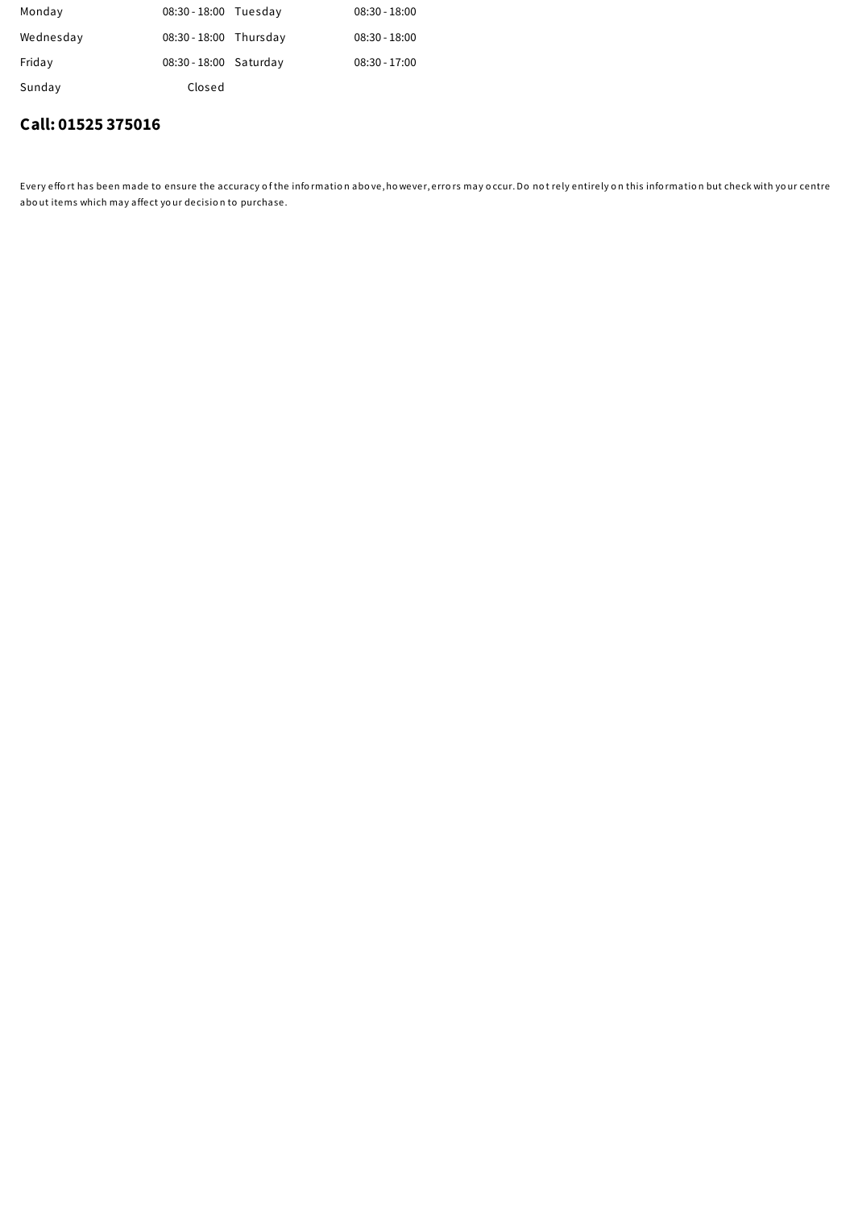| | | | |
|---|---|---|---|
| Monday | 08:30 - 18:00 | Tuesday | 08:30 - 18:00 |
| Wednesday | 08:30 - 18:00 | Thursday | 08:30 - 18:00 |
| Friday | 08:30 - 18:00 | Saturday | 08:30 - 17:00 |
| Sunday | Closed | | |

## Call: 01525 375016

Every effort has been made to ensure the accuracy of the information above, however, errors may occur. Do not rely entirely on this information but check with your centre about items which may affect your decision to purchase.